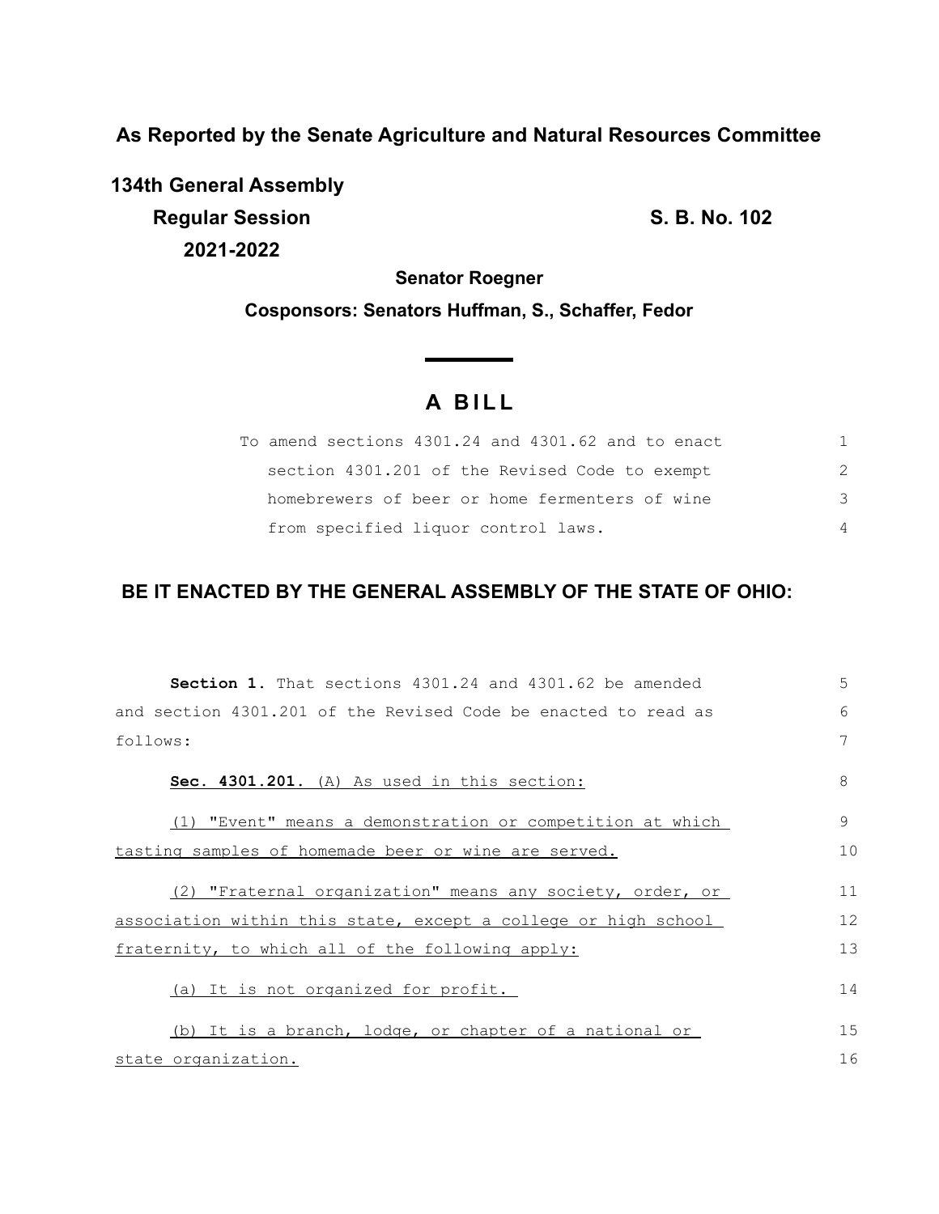## As Reported by the Senate Agriculture and Natural Resources Committee

**134th General Assembly**
**Regular Session** **S. B. No. 102**
**2021-2022**

**Senator Roegner**

**Cosponsors: Senators Huffman, S., Schaffer, Fedor**

# A BILL

To amend sections 4301.24 and 4301.62 and to enact section 4301.201 of the Revised Code to exempt homebrewers of beer or home fermenters of wine from specified liquor control laws.

**BE IT ENACTED BY THE GENERAL ASSEMBLY OF THE STATE OF OHIO:**

**Section 1.** That sections 4301.24 and 4301.62 be amended and section 4301.201 of the Revised Code be enacted to read as follows:

**Sec. 4301.201.** (A) As used in this section:

(1) "Event" means a demonstration or competition at which tasting samples of homemade beer or wine are served.

(2) "Fraternal organization" means any society, order, or association within this state, except a college or high school fraternity, to which all of the following apply:

(a) It is not organized for profit.

(b) It is a branch, lodge, or chapter of a national or state organization.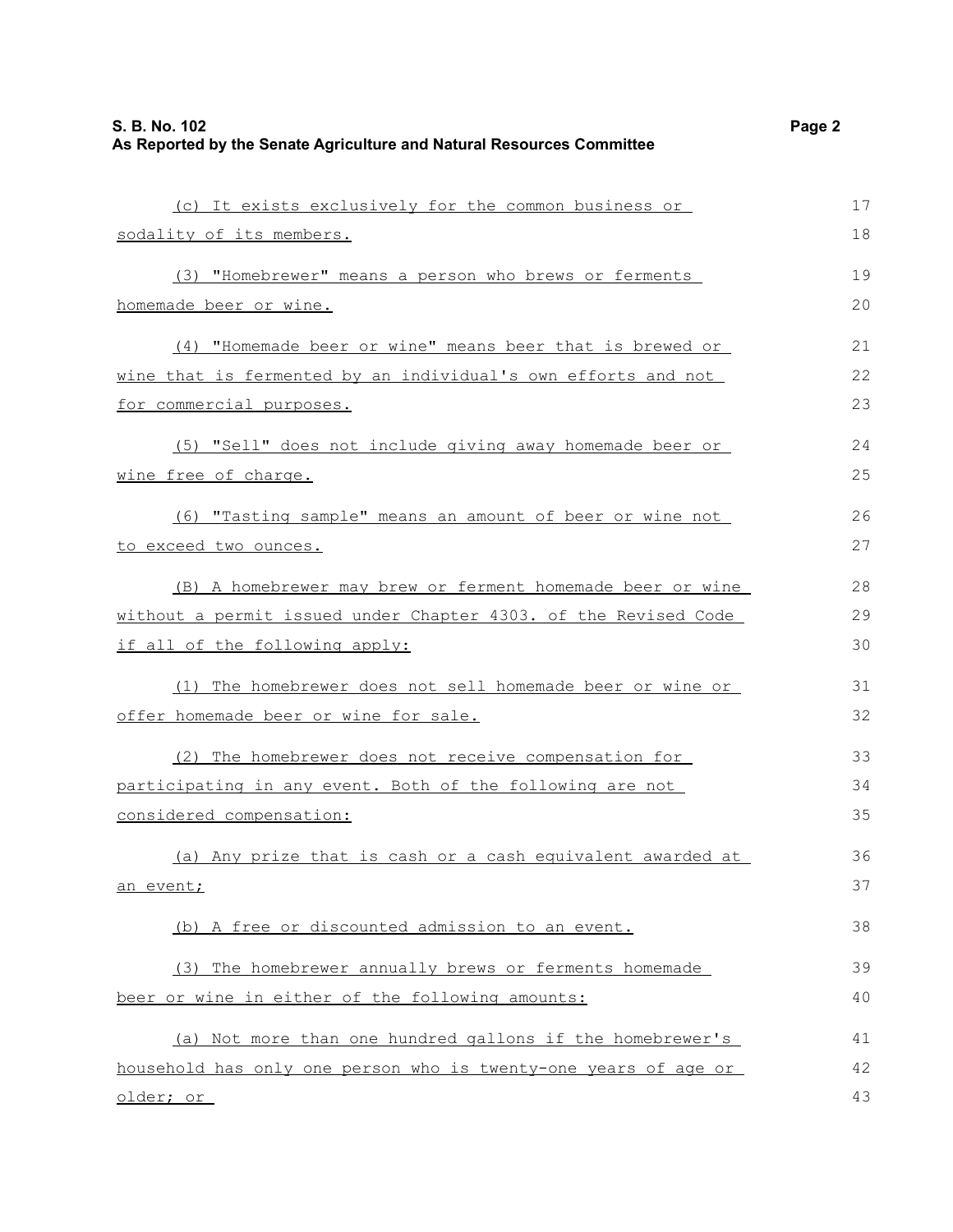(c) It exists exclusively for the common business or sodality of its members.

(3) "Homebrewer" means a person who brews or ferments homemade beer or wine.

(4) "Homemade beer or wine" means beer that is brewed or wine that is fermented by an individual's own efforts and not for commercial purposes.

(5) "Sell" does not include giving away homemade beer or wine free of charge.

(6) "Tasting sample" means an amount of beer or wine not to exceed two ounces.

(B) A homebrewer may brew or ferment homemade beer or wine without a permit issued under Chapter 4303. of the Revised Code if all of the following apply:

(1) The homebrewer does not sell homemade beer or wine or offer homemade beer or wine for sale.

(2) The homebrewer does not receive compensation for participating in any event. Both of the following are not considered compensation:

(a) Any prize that is cash or a cash equivalent awarded at an event;

(b) A free or discounted admission to an event.

(3) The homebrewer annually brews or ferments homemade beer or wine in either of the following amounts:

(a) Not more than one hundred gallons if the homebrewer's household has only one person who is twenty-one years of age or older; or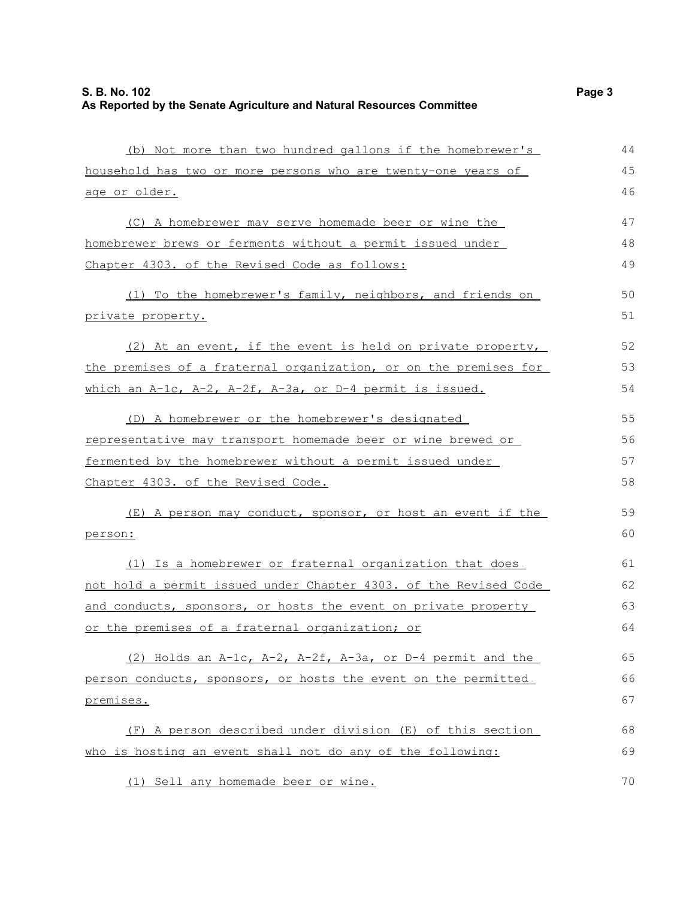(b) Not more than two hundred gallons if the homebrewer's household has two or more persons who are twenty-one years of age or older.

(C) A homebrewer may serve homemade beer or wine the homebrewer brews or ferments without a permit issued under Chapter 4303. of the Revised Code as follows:

(1) To the homebrewer's family, neighbors, and friends on private property.

(2) At an event, if the event is held on private property, the premises of a fraternal organization, or on the premises for which an A-1c, A-2, A-2f, A-3a, or D-4 permit is issued.

(D) A homebrewer or the homebrewer's designated representative may transport homemade beer or wine brewed or fermented by the homebrewer without a permit issued under Chapter 4303. of the Revised Code.

(E) A person may conduct, sponsor, or host an event if the person:

(1) Is a homebrewer or fraternal organization that does not hold a permit issued under Chapter 4303. of the Revised Code and conducts, sponsors, or hosts the event on private property or the premises of a fraternal organization; or

(2) Holds an A-1c, A-2, A-2f, A-3a, or D-4 permit and the person conducts, sponsors, or hosts the event on the permitted premises.

(F) A person described under division (E) of this section who is hosting an event shall not do any of the following:

(1) Sell any homemade beer or wine.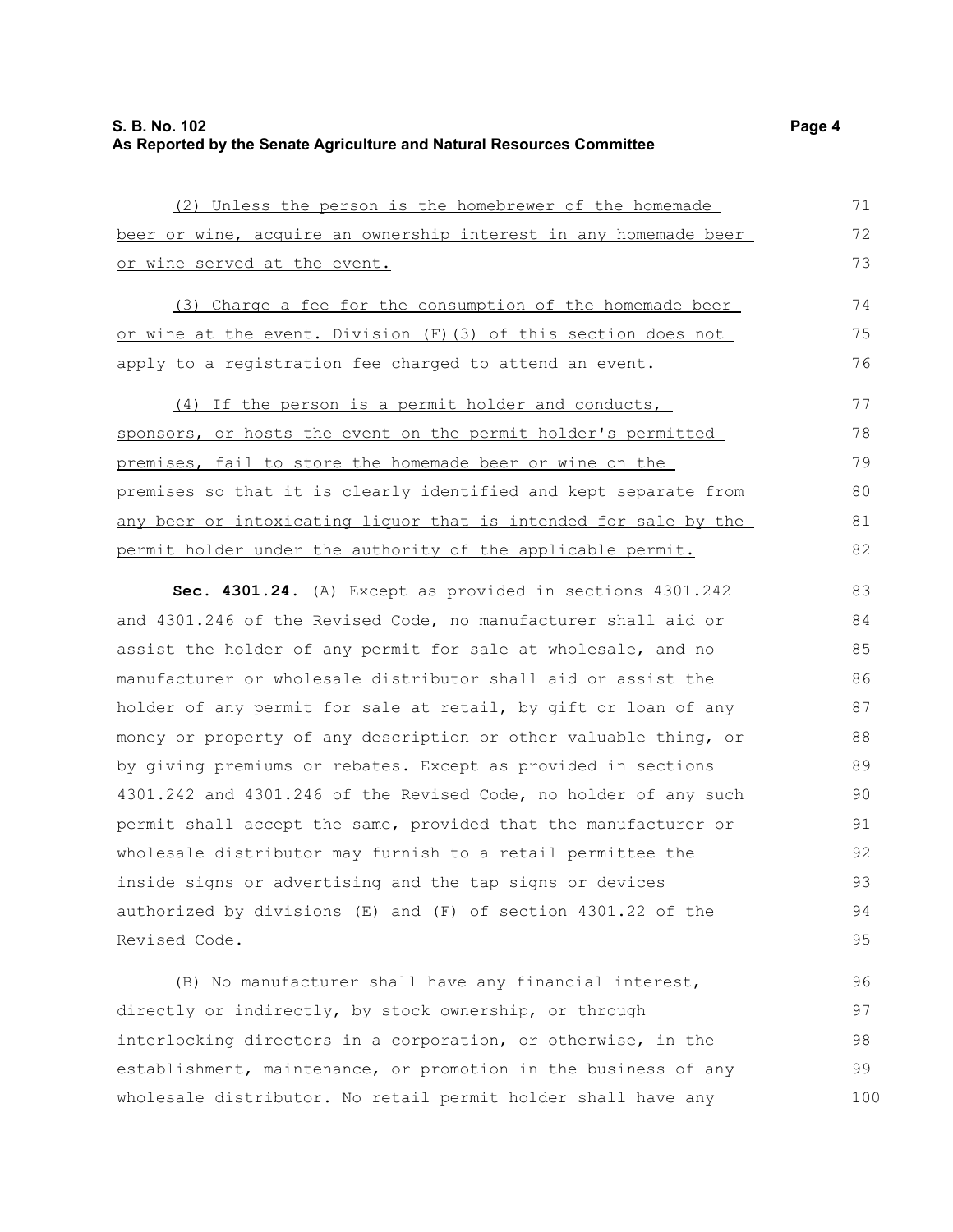(2) Unless the person is the homebrewer of the homemade beer or wine, acquire an ownership interest in any homemade beer or wine served at the event.

(3) Charge a fee for the consumption of the homemade beer or wine at the event. Division (F)(3) of this section does not apply to a registration fee charged to attend an event.

(4) If the person is a permit holder and conducts, sponsors, or hosts the event on the permit holder's permitted premises, fail to store the homemade beer or wine on the premises so that it is clearly identified and kept separate from any beer or intoxicating liquor that is intended for sale by the permit holder under the authority of the applicable permit.

**Sec. 4301.24.** (A) Except as provided in sections 4301.242 and 4301.246 of the Revised Code, no manufacturer shall aid or assist the holder of any permit for sale at wholesale, and no manufacturer or wholesale distributor shall aid or assist the holder of any permit for sale at retail, by gift or loan of any money or property of any description or other valuable thing, or by giving premiums or rebates. Except as provided in sections 4301.242 and 4301.246 of the Revised Code, no holder of any such permit shall accept the same, provided that the manufacturer or wholesale distributor may furnish to a retail permittee the inside signs or advertising and the tap signs or devices authorized by divisions (E) and (F) of section 4301.22 of the Revised Code.

(B) No manufacturer shall have any financial interest, directly or indirectly, by stock ownership, or through interlocking directors in a corporation, or otherwise, in the establishment, maintenance, or promotion in the business of any wholesale distributor. No retail permit holder shall have any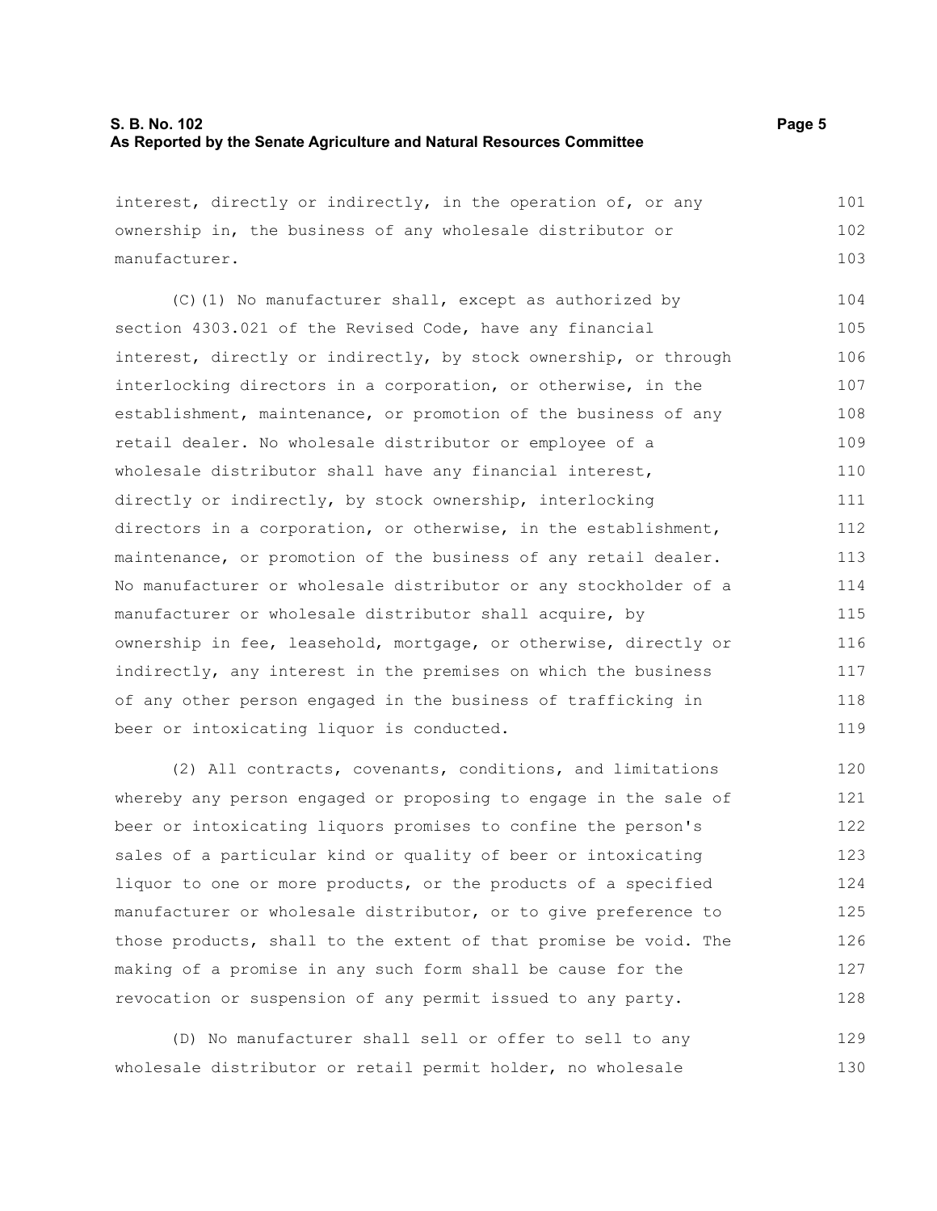interest, directly or indirectly, in the operation of, or any ownership in, the business of any wholesale distributor or manufacturer.

(C)(1) No manufacturer shall, except as authorized by section 4303.021 of the Revised Code, have any financial interest, directly or indirectly, by stock ownership, or through interlocking directors in a corporation, or otherwise, in the establishment, maintenance, or promotion of the business of any retail dealer. No wholesale distributor or employee of a wholesale distributor shall have any financial interest, directly or indirectly, by stock ownership, interlocking directors in a corporation, or otherwise, in the establishment, maintenance, or promotion of the business of any retail dealer. No manufacturer or wholesale distributor or any stockholder of a manufacturer or wholesale distributor shall acquire, by ownership in fee, leasehold, mortgage, or otherwise, directly or indirectly, any interest in the premises on which the business of any other person engaged in the business of trafficking in beer or intoxicating liquor is conducted.

(2) All contracts, covenants, conditions, and limitations whereby any person engaged or proposing to engage in the sale of beer or intoxicating liquors promises to confine the person's sales of a particular kind or quality of beer or intoxicating liquor to one or more products, or the products of a specified manufacturer or wholesale distributor, or to give preference to those products, shall to the extent of that promise be void. The making of a promise in any such form shall be cause for the revocation or suspension of any permit issued to any party.

(D) No manufacturer shall sell or offer to sell to any wholesale distributor or retail permit holder, no wholesale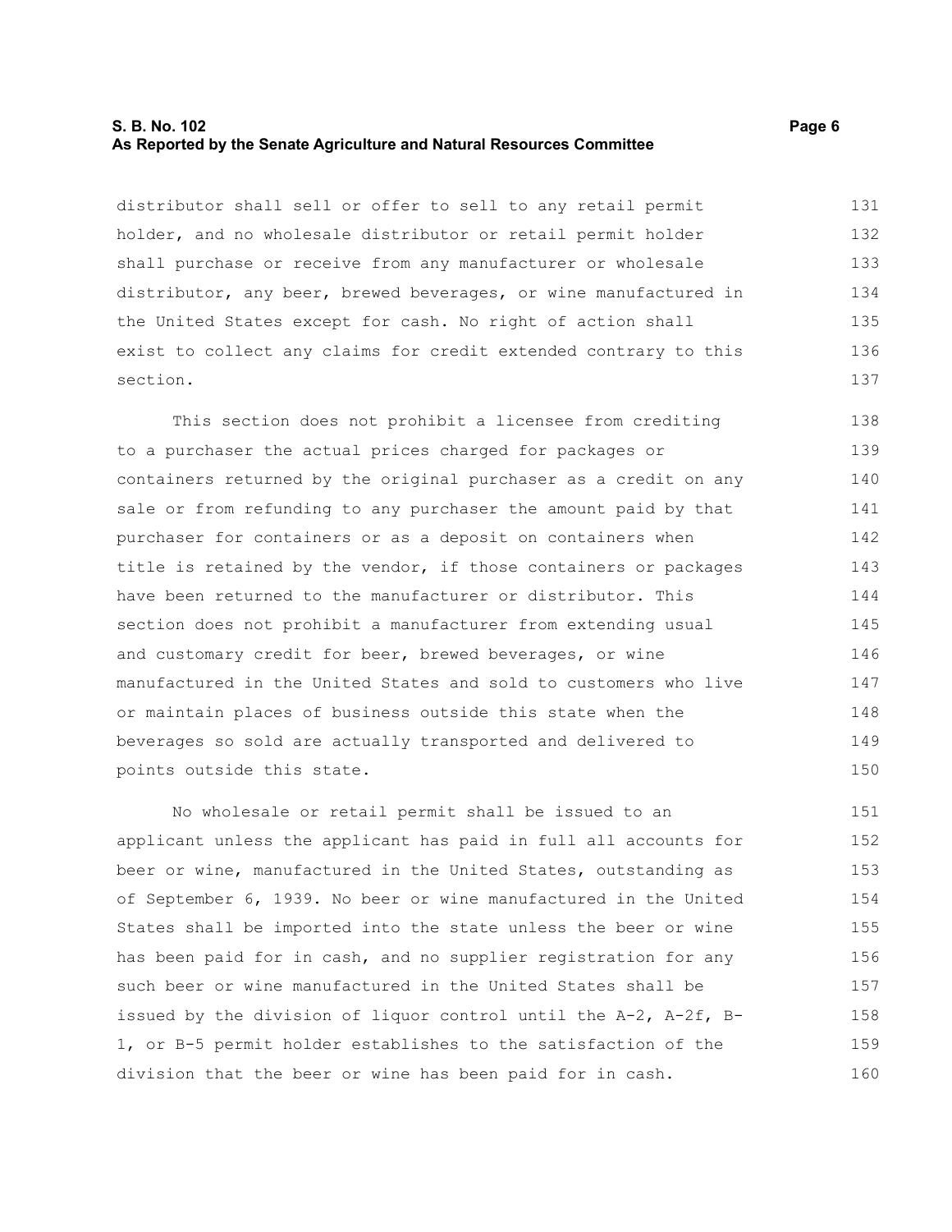distributor shall sell or offer to sell to any retail permit holder, and no wholesale distributor or retail permit holder shall purchase or receive from any manufacturer or wholesale distributor, any beer, brewed beverages, or wine manufactured in the United States except for cash. No right of action shall exist to collect any claims for credit extended contrary to this section.

This section does not prohibit a licensee from crediting to a purchaser the actual prices charged for packages or containers returned by the original purchaser as a credit on any sale or from refunding to any purchaser the amount paid by that purchaser for containers or as a deposit on containers when title is retained by the vendor, if those containers or packages have been returned to the manufacturer or distributor. This section does not prohibit a manufacturer from extending usual and customary credit for beer, brewed beverages, or wine manufactured in the United States and sold to customers who live or maintain places of business outside this state when the beverages so sold are actually transported and delivered to points outside this state.

No wholesale or retail permit shall be issued to an applicant unless the applicant has paid in full all accounts for beer or wine, manufactured in the United States, outstanding as of September 6, 1939. No beer or wine manufactured in the United States shall be imported into the state unless the beer or wine has been paid for in cash, and no supplier registration for any such beer or wine manufactured in the United States shall be issued by the division of liquor control until the A-2, A-2f, B-1, or B-5 permit holder establishes to the satisfaction of the division that the beer or wine has been paid for in cash.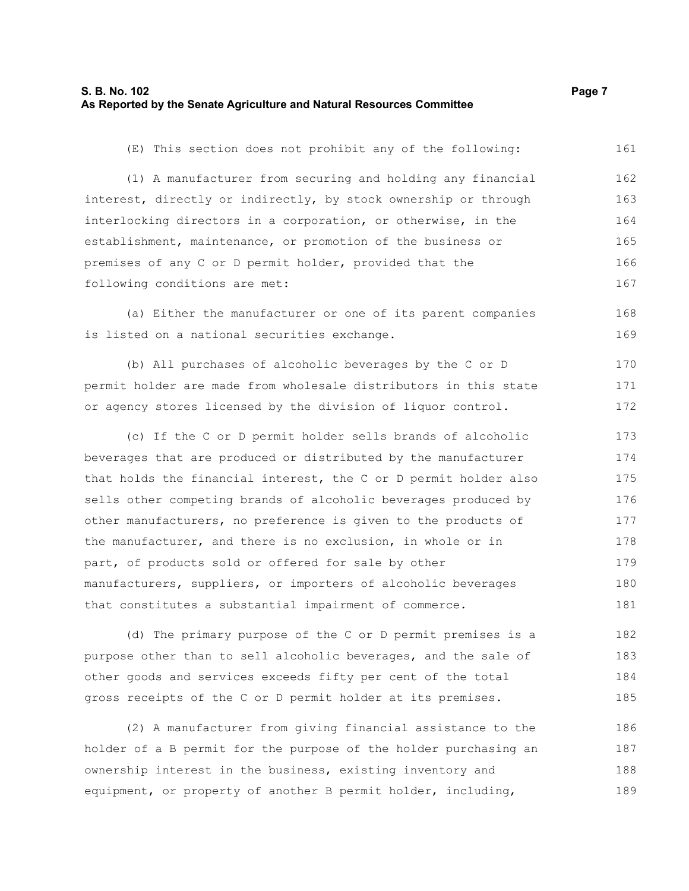(E) This section does not prohibit any of the following:

(1) A manufacturer from securing and holding any financial interest, directly or indirectly, by stock ownership or through interlocking directors in a corporation, or otherwise, in the establishment, maintenance, or promotion of the business or premises of any C or D permit holder, provided that the following conditions are met:

(a) Either the manufacturer or one of its parent companies is listed on a national securities exchange.

(b) All purchases of alcoholic beverages by the C or D permit holder are made from wholesale distributors in this state or agency stores licensed by the division of liquor control.

(c) If the C or D permit holder sells brands of alcoholic beverages that are produced or distributed by the manufacturer that holds the financial interest, the C or D permit holder also sells other competing brands of alcoholic beverages produced by other manufacturers, no preference is given to the products of the manufacturer, and there is no exclusion, in whole or in part, of products sold or offered for sale by other manufacturers, suppliers, or importers of alcoholic beverages that constitutes a substantial impairment of commerce.

(d) The primary purpose of the C or D permit premises is a purpose other than to sell alcoholic beverages, and the sale of other goods and services exceeds fifty per cent of the total gross receipts of the C or D permit holder at its premises.

(2) A manufacturer from giving financial assistance to the holder of a B permit for the purpose of the holder purchasing an ownership interest in the business, existing inventory and equipment, or property of another B permit holder, including,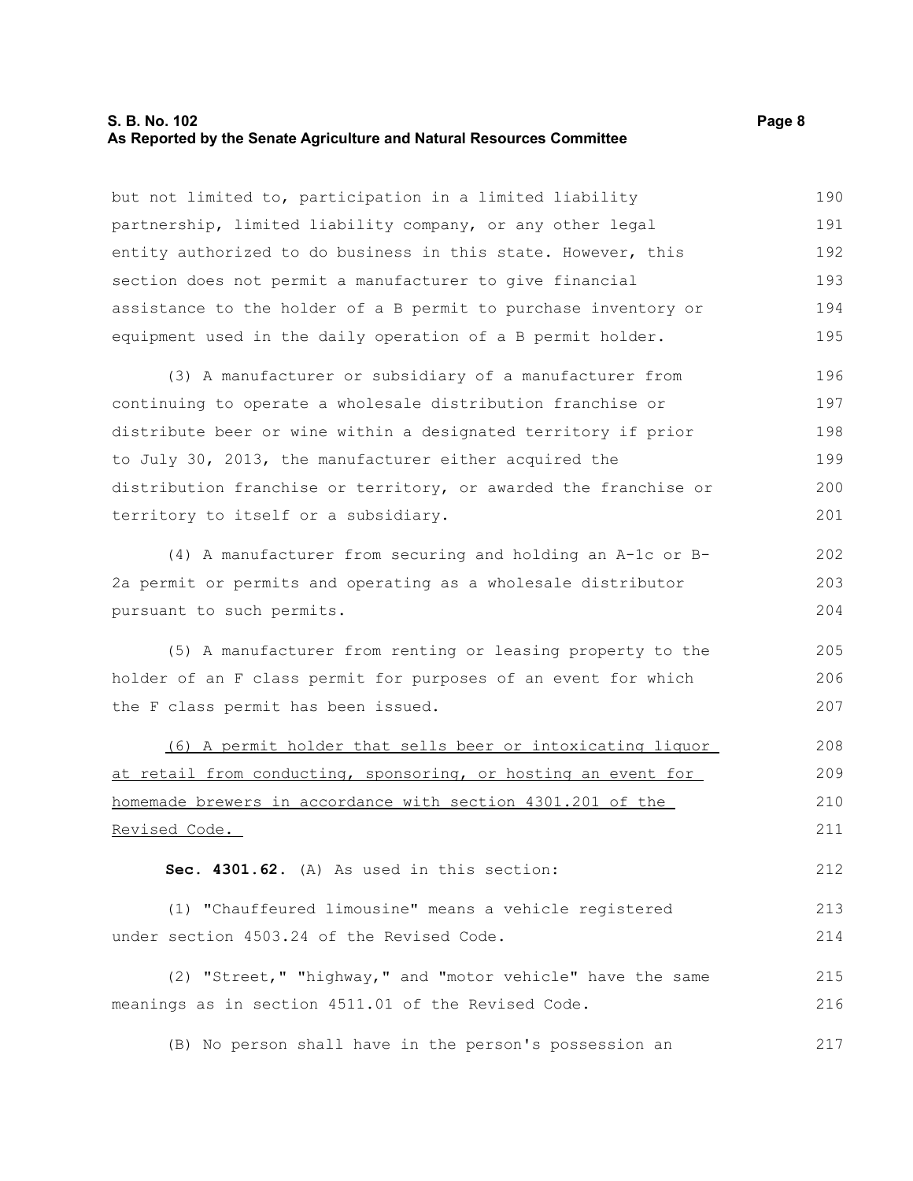but not limited to, participation in a limited liability partnership, limited liability company, or any other legal entity authorized to do business in this state. However, this section does not permit a manufacturer to give financial assistance to the holder of a B permit to purchase inventory or equipment used in the daily operation of a B permit holder.

(3) A manufacturer or subsidiary of a manufacturer from continuing to operate a wholesale distribution franchise or distribute beer or wine within a designated territory if prior to July 30, 2013, the manufacturer either acquired the distribution franchise or territory, or awarded the franchise or territory to itself or a subsidiary.

(4) A manufacturer from securing and holding an A-1c or B-2a permit or permits and operating as a wholesale distributor pursuant to such permits.

(5) A manufacturer from renting or leasing property to the holder of an F class permit for purposes of an event for which the F class permit has been issued.

(6) A permit holder that sells beer or intoxicating liquor at retail from conducting, sponsoring, or hosting an event for homemade brewers in accordance with section 4301.201 of the Revised Code.

**Sec. 4301.62.** (A) As used in this section:

(1) "Chauffeured limousine" means a vehicle registered under section 4503.24 of the Revised Code.

(2) "Street," "highway," and "motor vehicle" have the same meanings as in section 4511.01 of the Revised Code.

(B) No person shall have in the person's possession an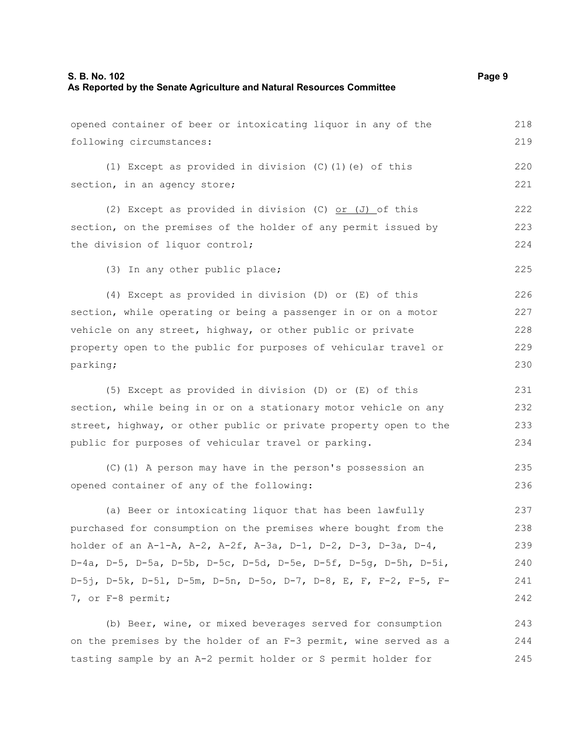opened container of beer or intoxicating liquor in any of the following circumstances:

(1) Except as provided in division (C)(1)(e) of this section, in an agency store;

(2) Except as provided in division (C) <u>or (J)</u> of this section, on the premises of the holder of any permit issued by the division of liquor control;

(3) In any other public place;

(4) Except as provided in division (D) or (E) of this section, while operating or being a passenger in or on a motor vehicle on any street, highway, or other public or private property open to the public for purposes of vehicular travel or parking;

(5) Except as provided in division (D) or (E) of this section, while being in or on a stationary motor vehicle on any street, highway, or other public or private property open to the public for purposes of vehicular travel or parking.

(C)(1) A person may have in the person's possession an opened container of any of the following:

(a) Beer or intoxicating liquor that has been lawfully purchased for consumption on the premises where bought from the holder of an A-1-A, A-2, A-2f, A-3a, D-1, D-2, D-3, D-3a, D-4, D-4a, D-5, D-5a, D-5b, D-5c, D-5d, D-5e, D-5f, D-5g, D-5h, D-5i, D-5j, D-5k, D-5l, D-5m, D-5n, D-5o, D-7, D-8, E, F, F-2, F-5, F-7, or F-8 permit;

(b) Beer, wine, or mixed beverages served for consumption on the premises by the holder of an F-3 permit, wine served as a tasting sample by an A-2 permit holder or S permit holder for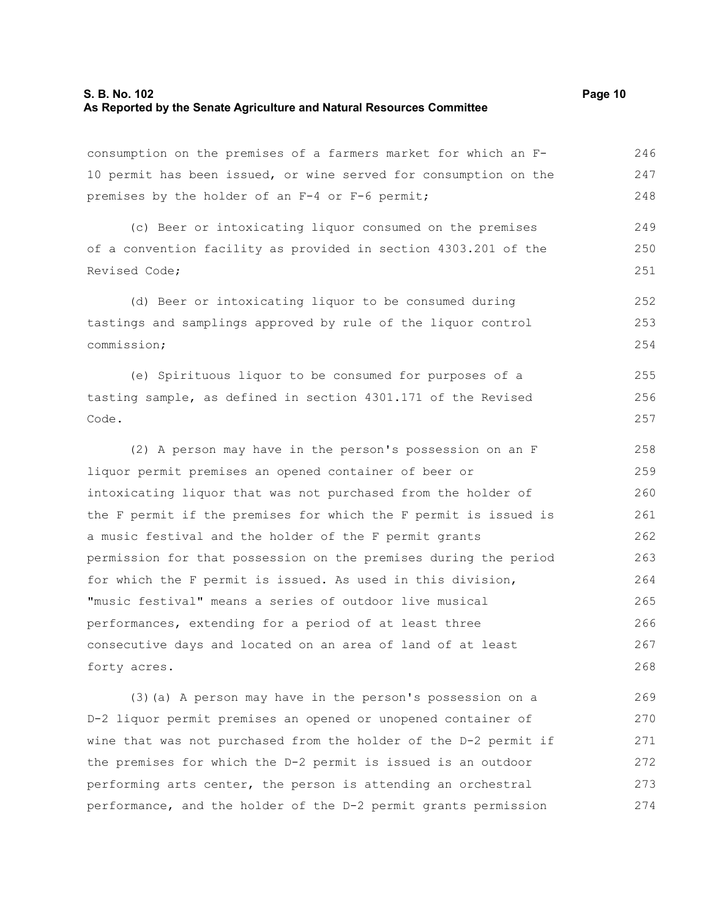consumption on the premises of a farmers market for which an F-10 permit has been issued, or wine served for consumption on the premises by the holder of an F-4 or F-6 permit;

(c) Beer or intoxicating liquor consumed on the premises of a convention facility as provided in section 4303.201 of the Revised Code;

(d) Beer or intoxicating liquor to be consumed during tastings and samplings approved by rule of the liquor control commission;

(e) Spirituous liquor to be consumed for purposes of a tasting sample, as defined in section 4301.171 of the Revised Code.

(2) A person may have in the person's possession on an F liquor permit premises an opened container of beer or intoxicating liquor that was not purchased from the holder of the F permit if the premises for which the F permit is issued is a music festival and the holder of the F permit grants permission for that possession on the premises during the period for which the F permit is issued. As used in this division, "music festival" means a series of outdoor live musical performances, extending for a period of at least three consecutive days and located on an area of land of at least forty acres.

(3)(a) A person may have in the person's possession on a D-2 liquor permit premises an opened or unopened container of wine that was not purchased from the holder of the D-2 permit if the premises for which the D-2 permit is issued is an outdoor performing arts center, the person is attending an orchestral performance, and the holder of the D-2 permit grants permission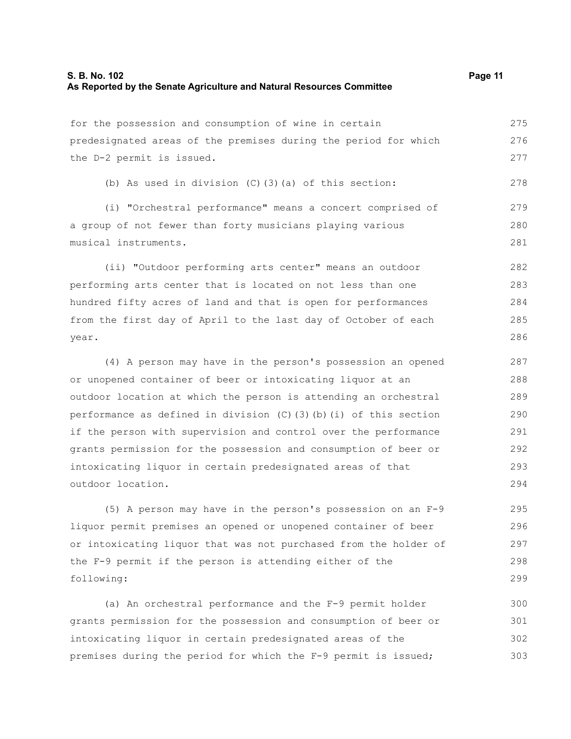for the possession and consumption of wine in certain predesignated areas of the premises during the period for which the D-2 permit is issued.

(b) As used in division (C)(3)(a) of this section:

(i) "Orchestral performance" means a concert comprised of a group of not fewer than forty musicians playing various musical instruments.

(ii) "Outdoor performing arts center" means an outdoor performing arts center that is located on not less than one hundred fifty acres of land and that is open for performances from the first day of April to the last day of October of each year.

(4) A person may have in the person's possession an opened or unopened container of beer or intoxicating liquor at an outdoor location at which the person is attending an orchestral performance as defined in division (C)(3)(b)(i) of this section if the person with supervision and control over the performance grants permission for the possession and consumption of beer or intoxicating liquor in certain predesignated areas of that outdoor location.

(5) A person may have in the person's possession on an F-9 liquor permit premises an opened or unopened container of beer or intoxicating liquor that was not purchased from the holder of the F-9 permit if the person is attending either of the following:

(a) An orchestral performance and the F-9 permit holder grants permission for the possession and consumption of beer or intoxicating liquor in certain predesignated areas of the premises during the period for which the F-9 permit is issued;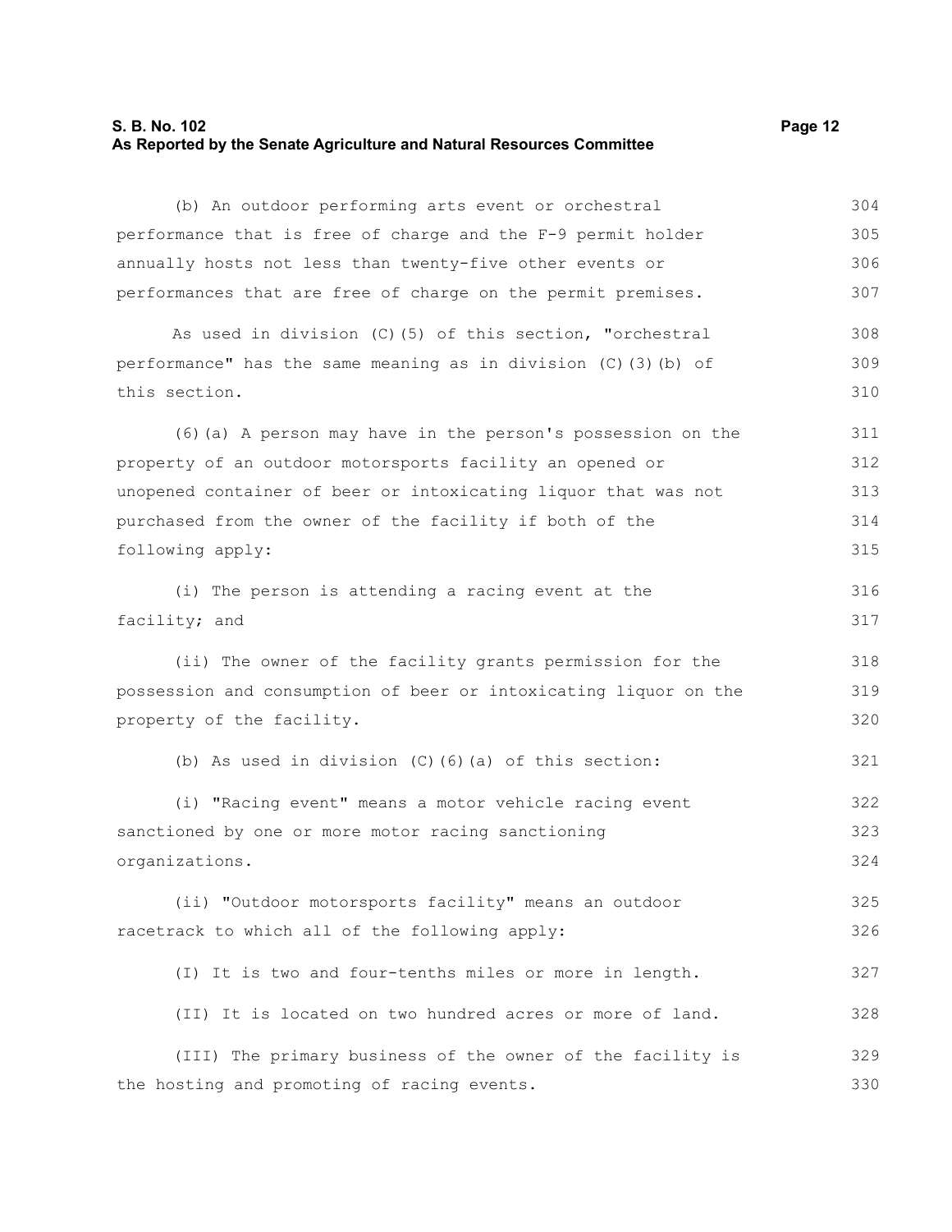(b) An outdoor performing arts event or orchestral performance that is free of charge and the F-9 permit holder annually hosts not less than twenty-five other events or performances that are free of charge on the permit premises.

As used in division (C)(5) of this section, "orchestral performance" has the same meaning as in division (C)(3)(b) of this section.

(6)(a) A person may have in the person's possession on the property of an outdoor motorsports facility an opened or unopened container of beer or intoxicating liquor that was not purchased from the owner of the facility if both of the following apply:

(i) The person is attending a racing event at the facility; and

(ii) The owner of the facility grants permission for the possession and consumption of beer or intoxicating liquor on the property of the facility.

(b) As used in division (C)(6)(a) of this section:

(i) "Racing event" means a motor vehicle racing event sanctioned by one or more motor racing sanctioning organizations.

(ii) "Outdoor motorsports facility" means an outdoor racetrack to which all of the following apply:

(I) It is two and four-tenths miles or more in length.

(II) It is located on two hundred acres or more of land.

(III) The primary business of the owner of the facility is the hosting and promoting of racing events.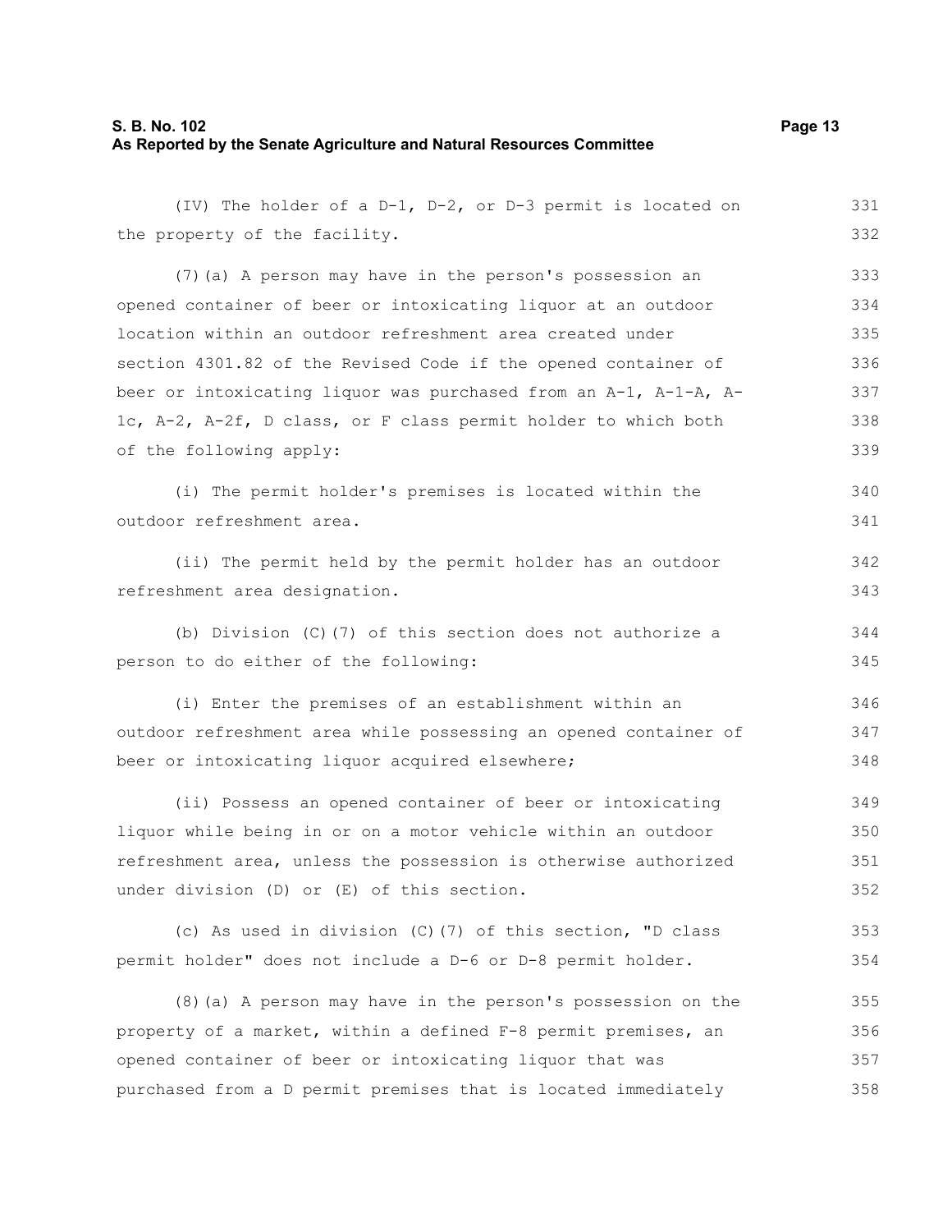(IV) The holder of a D-1, D-2, or D-3 permit is located on the property of the facility.

(7)(a) A person may have in the person's possession an opened container of beer or intoxicating liquor at an outdoor location within an outdoor refreshment area created under section 4301.82 of the Revised Code if the opened container of beer or intoxicating liquor was purchased from an A-1, A-1-A, A-1c, A-2, A-2f, D class, or F class permit holder to which both of the following apply:

(i) The permit holder's premises is located within the outdoor refreshment area.

(ii) The permit held by the permit holder has an outdoor refreshment area designation.

(b) Division (C)(7) of this section does not authorize a person to do either of the following:

(i) Enter the premises of an establishment within an outdoor refreshment area while possessing an opened container of beer or intoxicating liquor acquired elsewhere;

(ii) Possess an opened container of beer or intoxicating liquor while being in or on a motor vehicle within an outdoor refreshment area, unless the possession is otherwise authorized under division (D) or (E) of this section.

(c) As used in division (C)(7) of this section, "D class permit holder" does not include a D-6 or D-8 permit holder.

(8)(a) A person may have in the person's possession on the property of a market, within a defined F-8 permit premises, an opened container of beer or intoxicating liquor that was purchased from a D permit premises that is located immediately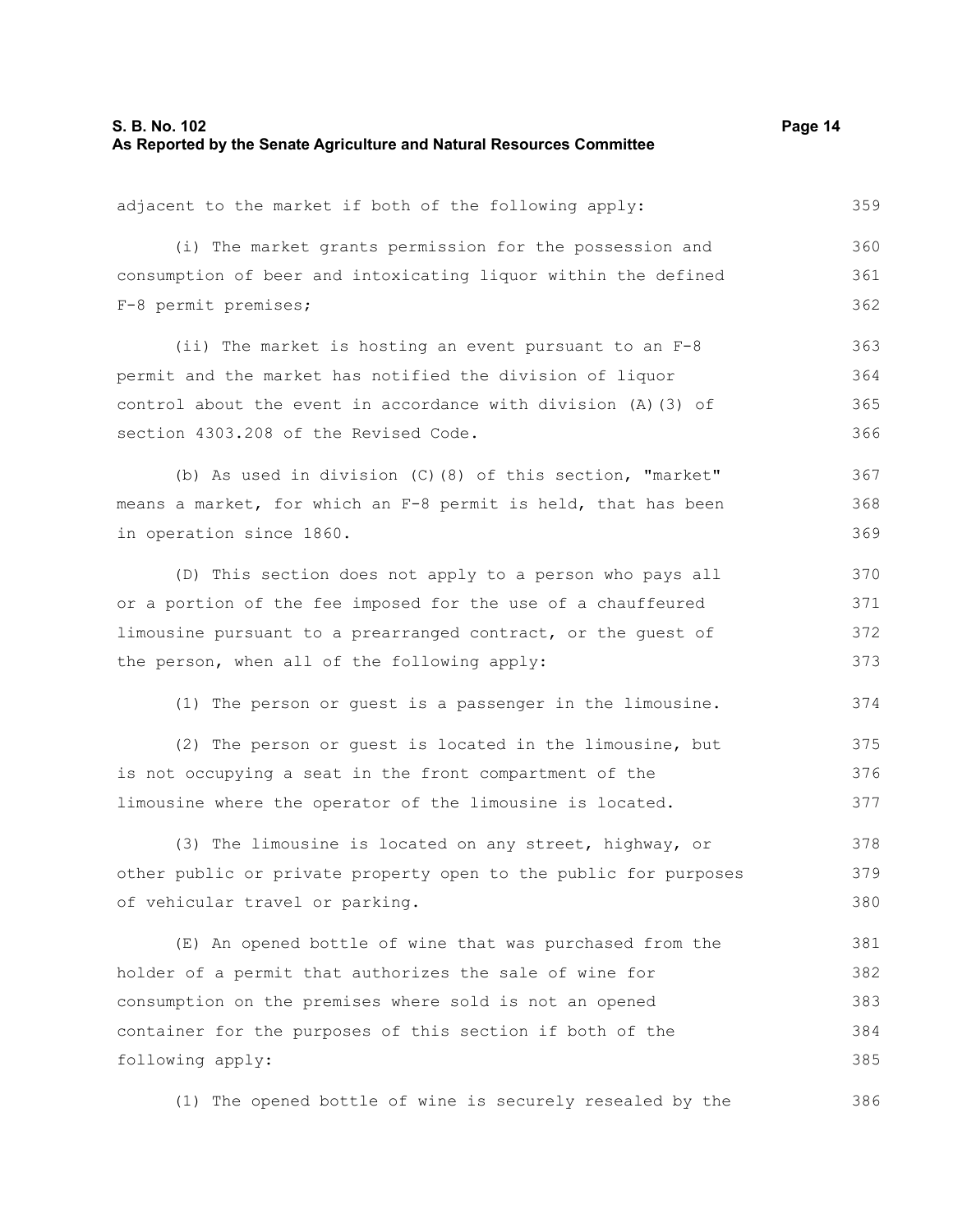adjacent to the market if both of the following apply:

(i) The market grants permission for the possession and consumption of beer and intoxicating liquor within the defined F-8 permit premises;

(ii) The market is hosting an event pursuant to an F-8 permit and the market has notified the division of liquor control about the event in accordance with division (A)(3) of section 4303.208 of the Revised Code.

(b) As used in division (C)(8) of this section, "market" means a market, for which an F-8 permit is held, that has been in operation since 1860.

(D) This section does not apply to a person who pays all or a portion of the fee imposed for the use of a chauffeured limousine pursuant to a prearranged contract, or the guest of the person, when all of the following apply:

(1) The person or guest is a passenger in the limousine.

(2) The person or guest is located in the limousine, but is not occupying a seat in the front compartment of the limousine where the operator of the limousine is located.

(3) The limousine is located on any street, highway, or other public or private property open to the public for purposes of vehicular travel or parking.

(E) An opened bottle of wine that was purchased from the holder of a permit that authorizes the sale of wine for consumption on the premises where sold is not an opened container for the purposes of this section if both of the following apply:

(1) The opened bottle of wine is securely resealed by the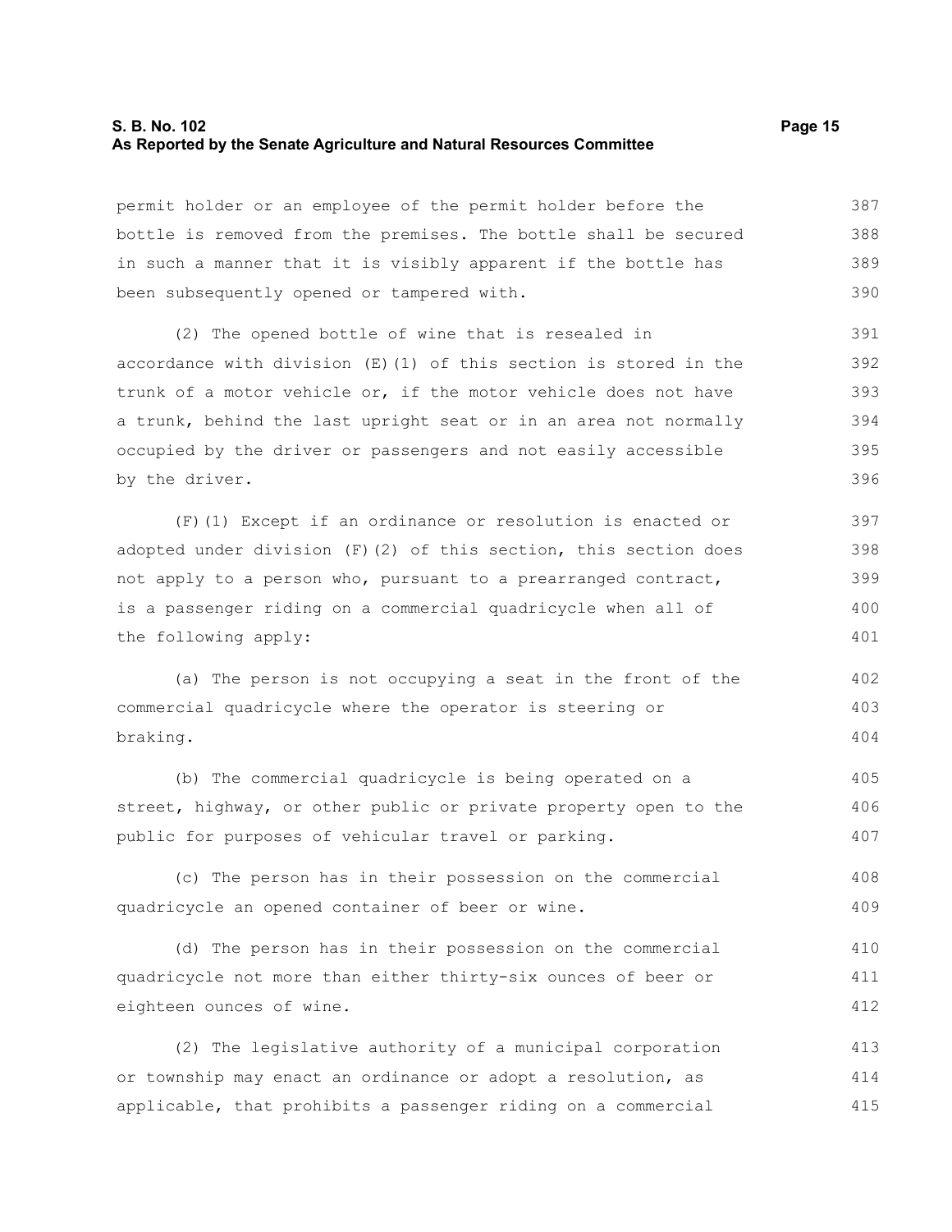permit holder or an employee of the permit holder before the bottle is removed from the premises. The bottle shall be secured in such a manner that it is visibly apparent if the bottle has been subsequently opened or tampered with.

(2) The opened bottle of wine that is resealed in accordance with division (E)(1) of this section is stored in the trunk of a motor vehicle or, if the motor vehicle does not have a trunk, behind the last upright seat or in an area not normally occupied by the driver or passengers and not easily accessible by the driver.

(F)(1) Except if an ordinance or resolution is enacted or adopted under division (F)(2) of this section, this section does not apply to a person who, pursuant to a prearranged contract, is a passenger riding on a commercial quadricycle when all of the following apply:

(a) The person is not occupying a seat in the front of the commercial quadricycle where the operator is steering or braking.

(b) The commercial quadricycle is being operated on a street, highway, or other public or private property open to the public for purposes of vehicular travel or parking.

(c) The person has in their possession on the commercial quadricycle an opened container of beer or wine.

(d) The person has in their possession on the commercial quadricycle not more than either thirty-six ounces of beer or eighteen ounces of wine.

(2) The legislative authority of a municipal corporation or township may enact an ordinance or adopt a resolution, as applicable, that prohibits a passenger riding on a commercial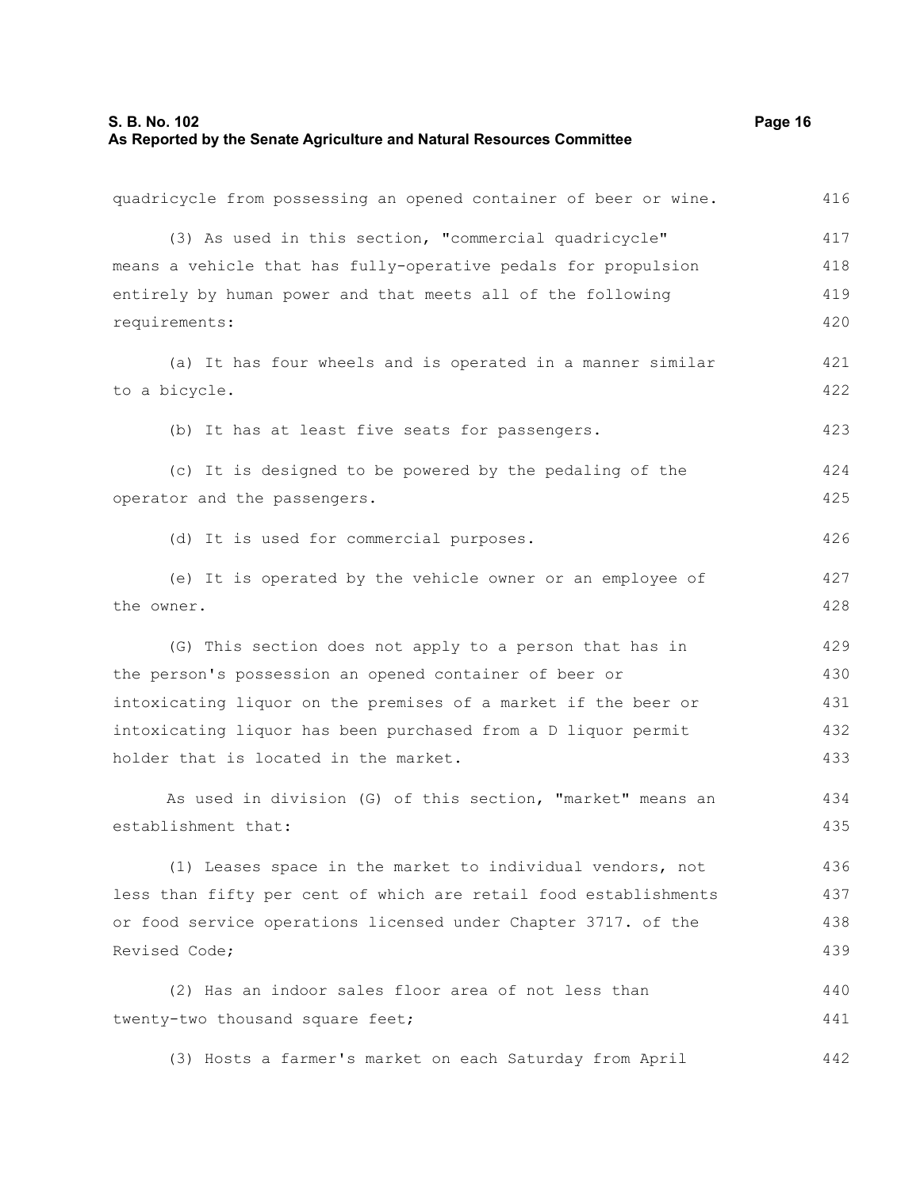quadricycle from possessing an opened container of beer or wine.

(3) As used in this section, "commercial quadricycle" means a vehicle that has fully-operative pedals for propulsion entirely by human power and that meets all of the following requirements:

(a) It has four wheels and is operated in a manner similar to a bicycle.

(b) It has at least five seats for passengers.

(c) It is designed to be powered by the pedaling of the operator and the passengers.

(d) It is used for commercial purposes.

(e) It is operated by the vehicle owner or an employee of the owner.

(G) This section does not apply to a person that has in the person's possession an opened container of beer or intoxicating liquor on the premises of a market if the beer or intoxicating liquor has been purchased from a D liquor permit holder that is located in the market.

As used in division (G) of this section, "market" means an establishment that:

(1) Leases space in the market to individual vendors, not less than fifty per cent of which are retail food establishments or food service operations licensed under Chapter 3717. of the Revised Code;

(2) Has an indoor sales floor area of not less than twenty-two thousand square feet;

(3) Hosts a farmer's market on each Saturday from April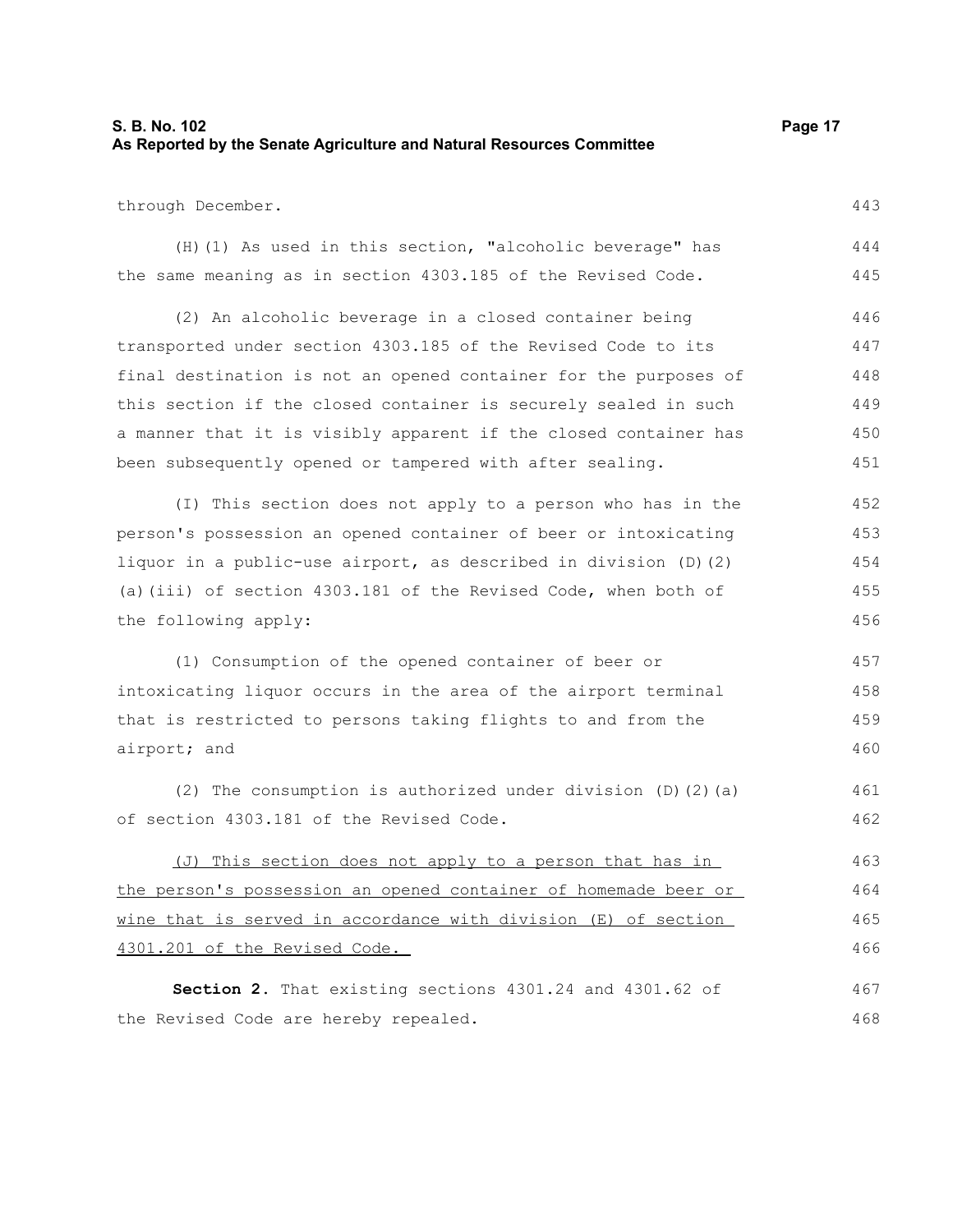through December.

(H)(1) As used in this section, "alcoholic beverage" has the same meaning as in section 4303.185 of the Revised Code.

(2) An alcoholic beverage in a closed container being transported under section 4303.185 of the Revised Code to its final destination is not an opened container for the purposes of this section if the closed container is securely sealed in such a manner that it is visibly apparent if the closed container has been subsequently opened or tampered with after sealing.

(I) This section does not apply to a person who has in the person's possession an opened container of beer or intoxicating liquor in a public-use airport, as described in division (D)(2)(a)(iii) of section 4303.181 of the Revised Code, when both of the following apply:

(1) Consumption of the opened container of beer or intoxicating liquor occurs in the area of the airport terminal that is restricted to persons taking flights to and from the airport; and

(2) The consumption is authorized under division (D)(2)(a) of section 4303.181 of the Revised Code.

(J) This section does not apply to a person that has in the person's possession an opened container of homemade beer or wine that is served in accordance with division (E) of section 4301.201 of the Revised Code.

**Section 2.** That existing sections 4301.24 and 4301.62 of the Revised Code are hereby repealed.